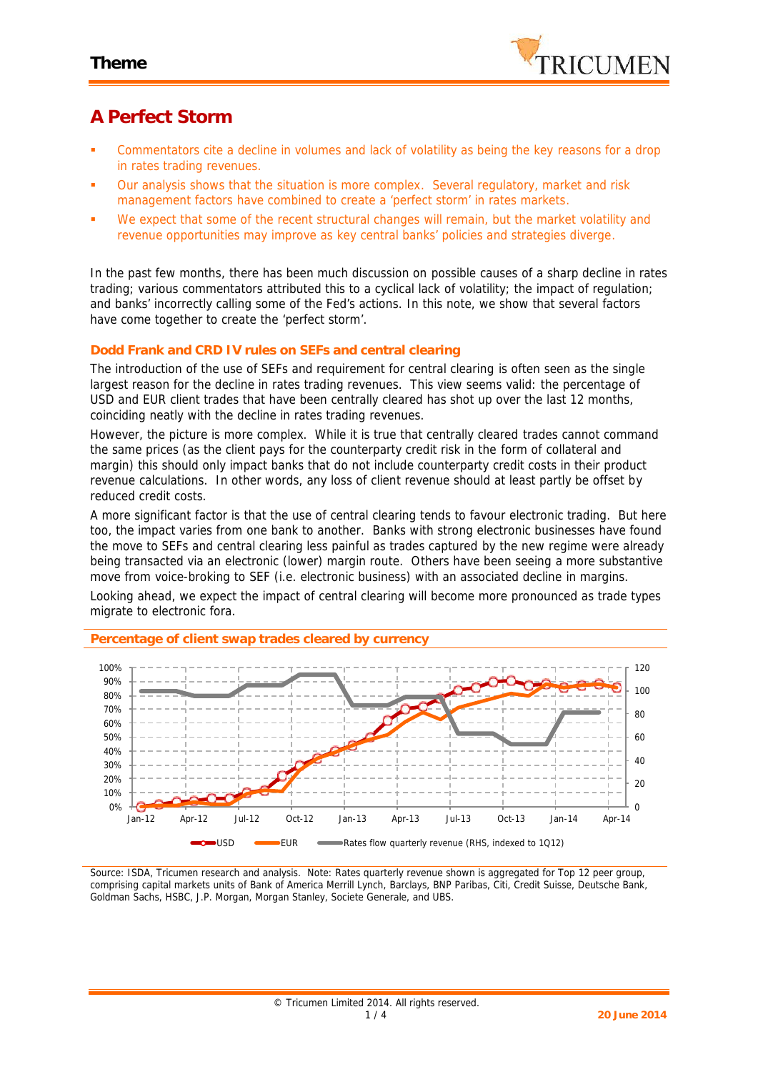# A Perfect Storm

- Commentators cite a decline in volumes and lack of volatility as being the key reasons for a drop in rates trading revenues.
- Our analysis shows that the situation is more complex. Several regulatory, market and risk management factors have combined to create a 'perfect storm' in rates markets.
- We expect that some of the recent structural changes will remain, but the market volatility and revenue opportunities may improve as key central banks' policies and strategies diverge.

In the past few months, there has been much discussion on possible causes of a sharp decline in rates trading; various commentators attributed this to a cyclical lack of volatility; the impact of regulation; and banks' incorrectly calling some of the Fed's actions. In this note, we show that several factors have come together to create the 'perfect storm'.

### Dodd Frank and CRD IV rules on SEFs and central clearing

The introduction of the use of SEFs and requirement for central clearing is often seen as the single largest reason for the decline in rates trading revenues. This view seems valid: the percentage of USD and EUR client trades that have been centrally cleared has shot up over the last 12 months, coinciding neatly with the decline in rates trading revenues.

However, the picture is more complex. While it is true that centrally cleared trades cannot command the same prices (as the client pays for the counterparty credit risk in the form of collateral and margin) this should only impact banks that do not include counterparty credit costs in their product revenue calculations. In other words, any loss of client revenue should at least partly be offset by reduced credit costs.

A more significant factor is that the use of central clearing tends to favour electronic trading. But here too, the impact varies from one bank to another. Banks with strong electronic businesses have found the move to SEFs and central clearing less painful as trades captured by the new regime were already being transacted via an electronic (lower) margin route. Others have been seeing a more substantive move from voice-broking to SEF (i.e. electronic business) with an associated decline in margins.

Looking ahead, we expect the impact of central clearing will become more pronounced as trade types migrate to electronic fora.

### Percentage of client swap trades cleared by currency

Legend: USD; EUR; Rates flow quarterly revenue (RHS, indexed to 1Q12)

Source: ISDA, Tricumen research and analysis. Note: Rates quarterly revenue shown is aggregated for Top 12 peer group, comprising capital markets units of Bank of America Merrill Lynch, Barclays, BNP Paribas, Citi, Credit Suisse, Deutsche Bank, Goldman Sachs, HSBC, J.P. Morgan, Morgan Stanley, Societe Generale, and UBS.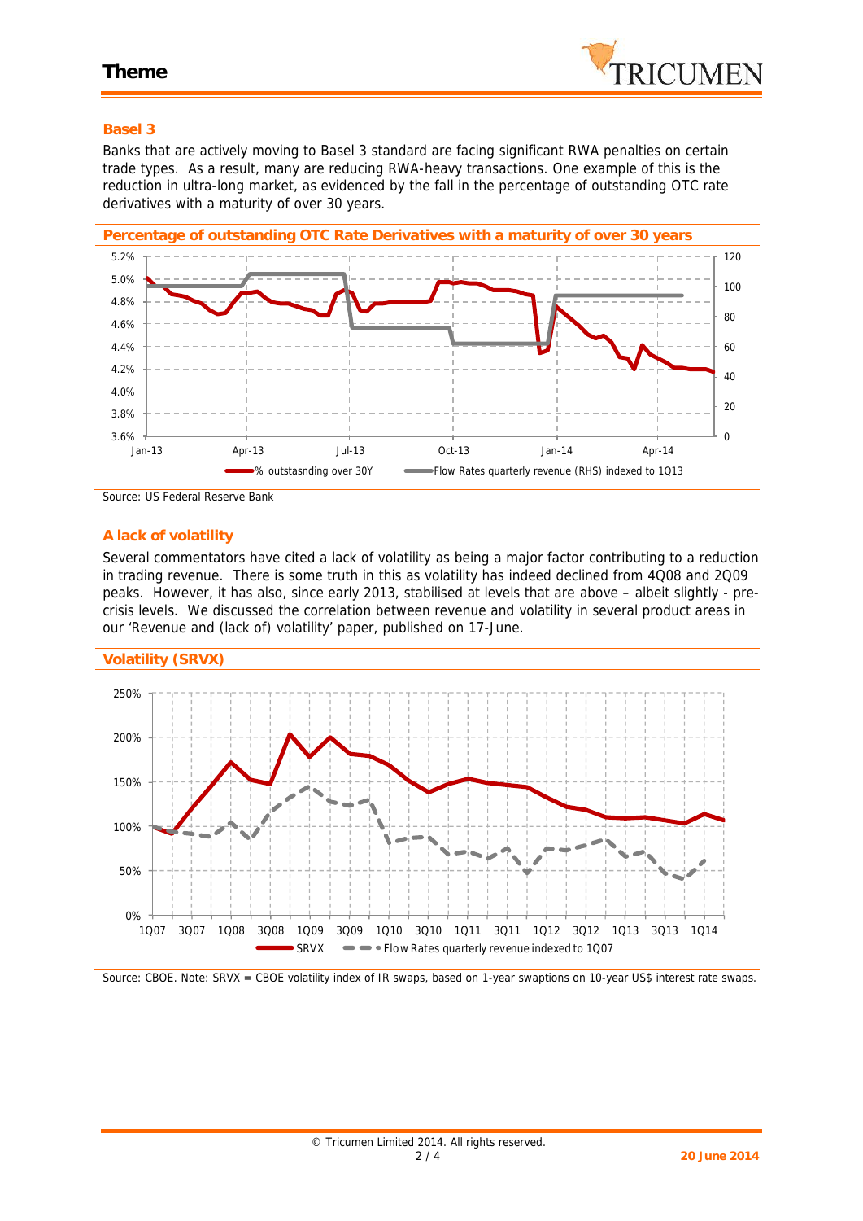## Basel 3

Banks that are actively moving to Basel 3 standard are facing significant RWA penalties on certain trade types. As a result, many are reducing RWA-heavy transactions. One example of this is the reduction in ultra-long market, as evidenced by the fall in the percentage of outstanding OTC rate derivatives with a maturity of over 30 years.

**Percentage of outstanding OTC Rate Derivatives with a maturity of over 30 years**

Source: US Federal Reserve Bank

## A lack of volatility

Several commentators have cited a lack of volatility as being a major factor contributing to a reduction in trading revenue. There is some truth in this as volatility has indeed declined from 4Q08 and 2Q09 peaks. However, it has also, since early 2013, stabilised at levels that are above – albeit slightly - pre-crisis levels. We discussed the correlation between revenue and volatility in several product areas in our 'Revenue and (lack of) volatility' paper, published on 17-June.

**Volatility (SRVX)**

Source: CBOE. Note: SRVX = CBOE volatility index of IR swaps, based on 1-year swaptions on 10-year US$ interest rate swaps.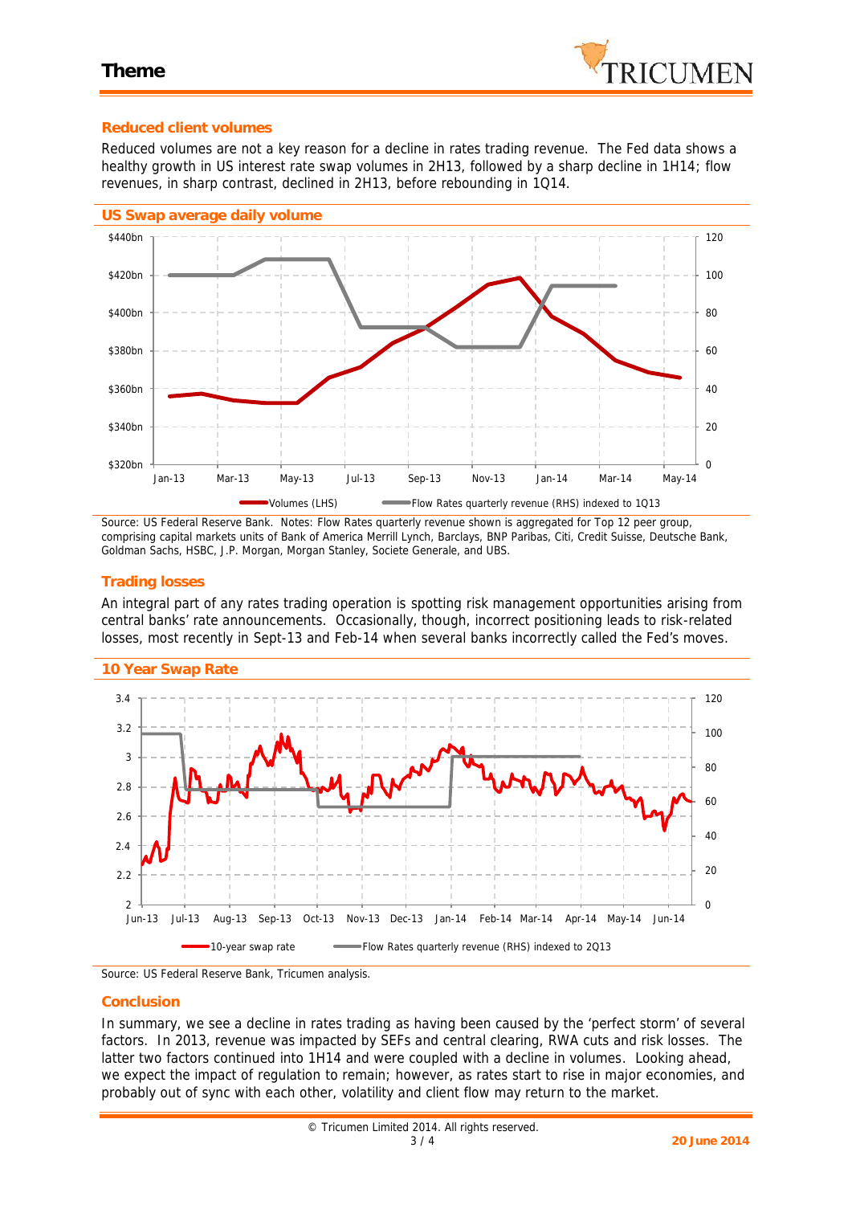## Reduced client volumes

Reduced volumes are not a key reason for a decline in rates trading revenue. The Fed data shows a healthy growth in US interest rate swap volumes in 2H13, followed by a sharp decline in 1H14; flow revenues, in sharp contrast, declined in 2H13, before rebounding in 1Q14.

### US Swap average daily volume

Source: US Federal Reserve Bank. Notes: Flow Rates quarterly revenue shown is aggregated for Top 12 peer group, comprising capital markets units of Bank of America Merrill Lynch, Barclays, BNP Paribas, Citi, Credit Suisse, Deutsche Bank, Goldman Sachs, HSBC, J.P. Morgan, Morgan Stanley, Societe Generale, and UBS.

## Trading losses

An integral part of any rates trading operation is spotting risk management opportunities arising from central banks' rate announcements. Occasionally, though, incorrect positioning leads to risk-related losses, most recently in Sept-13 and Feb-14 when several banks incorrectly called the Fed's moves.

### 10 Year Swap Rate

Source: US Federal Reserve Bank, Tricumen analysis.

## Conclusion

In summary, we see a decline in rates trading as having been caused by the 'perfect storm' of several factors. In 2013, revenue was impacted by SEFs and central clearing, RWA cuts and risk losses. The latter two factors continued into 1H14 and were coupled with a decline in volumes. Looking ahead, we expect the impact of regulation to remain; however, as rates start to rise in major economies, and probably out of sync with each other, volatility and client flow may return to the market.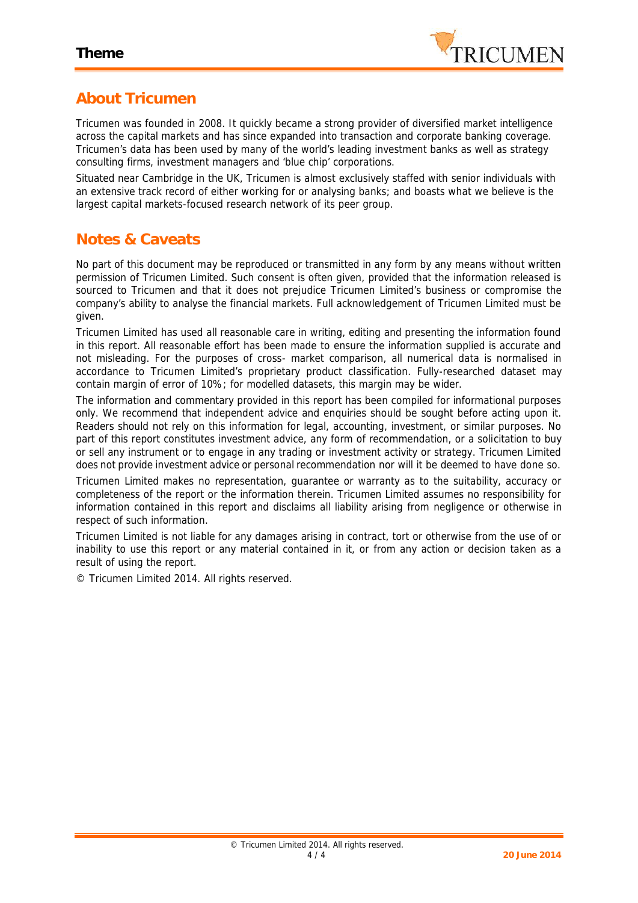## About Tricumen

Tricumen was founded in 2008. It quickly became a strong provider of diversified market intelligence across the capital markets and has since expanded into transaction and corporate banking coverage. Tricumen's data has been used by many of the world's leading investment banks as well as strategy consulting firms, investment managers and 'blue chip' corporations.

Situated near Cambridge in the UK, Tricumen is almost exclusively staffed with senior individuals with an extensive track record of either working for or analysing banks; and boasts what we believe is the largest capital markets-focused research network of its peer group.

## Notes & Caveats

No part of this document may be reproduced or transmitted in any form by any means without written permission of Tricumen Limited. Such consent is often given, provided that the information released is sourced to Tricumen and that it does not prejudice Tricumen Limited's business or compromise the company's ability to analyse the financial markets. Full acknowledgement of Tricumen Limited must be given.

Tricumen Limited has used all reasonable care in writing, editing and presenting the information found in this report. All reasonable effort has been made to ensure the information supplied is accurate and not misleading. For the purposes of cross- market comparison, all numerical data is normalised in accordance to Tricumen Limited's proprietary product classification. Fully-researched dataset may contain margin of error of 10%; for modelled datasets, this margin may be wider.

The information and commentary provided in this report has been compiled for informational purposes only. We recommend that independent advice and enquiries should be sought before acting upon it. Readers should not rely on this information for legal, accounting, investment, or similar purposes. No part of this report constitutes investment advice, any form of recommendation, or a solicitation to buy or sell any instrument or to engage in any trading or investment activity or strategy. Tricumen Limited does not provide investment advice or personal recommendation nor will it be deemed to have done so.

Tricumen Limited makes no representation, guarantee or warranty as to the suitability, accuracy or completeness of the report or the information therein. Tricumen Limited assumes no responsibility for information contained in this report and disclaims all liability arising from negligence or otherwise in respect of such information.

Tricumen Limited is not liable for any damages arising in contract, tort or otherwise from the use of or inability to use this report or any material contained in it, or from any action or decision taken as a result of using the report.

© Tricumen Limited 2014. All rights reserved.